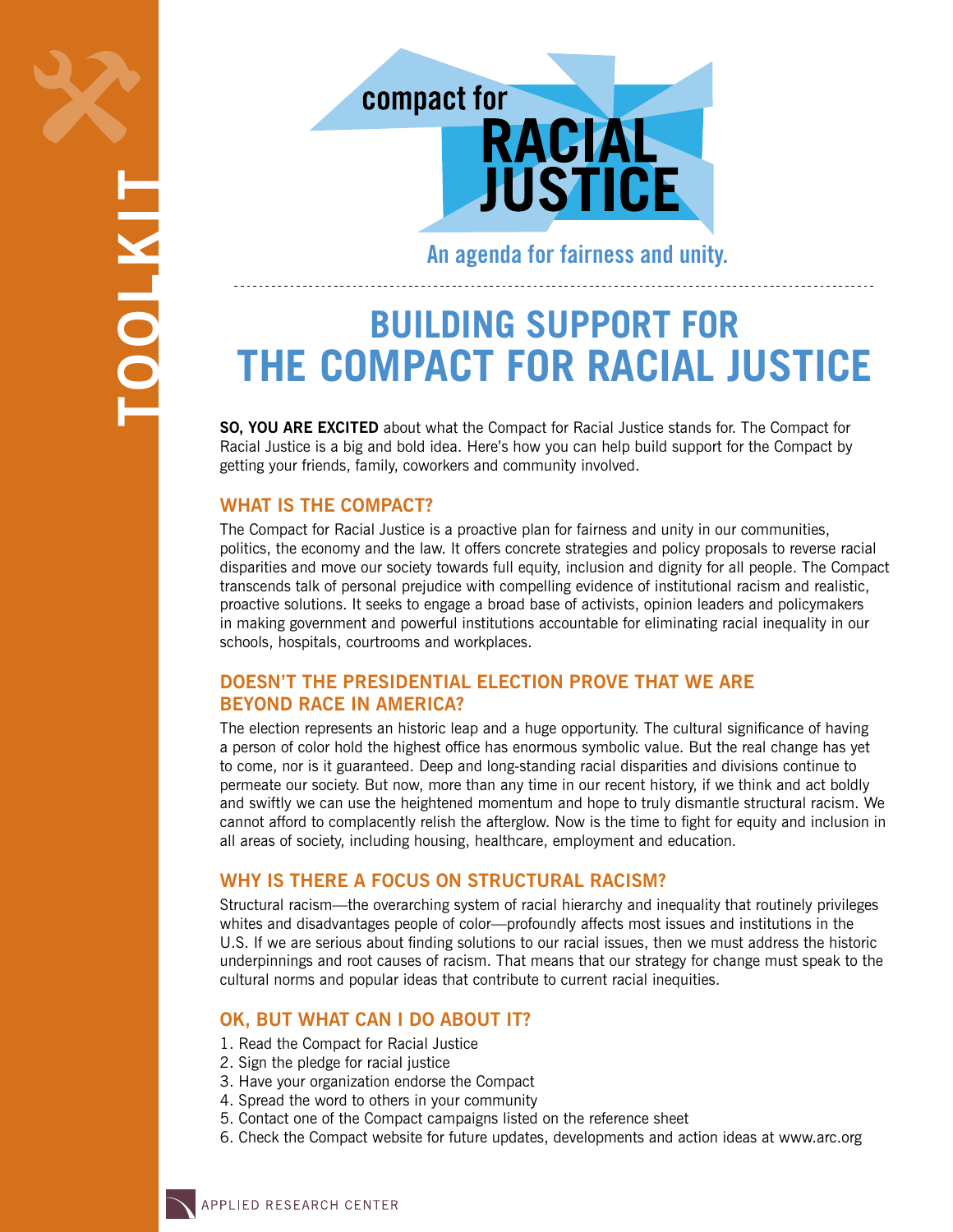TOOLKIT

compact for **RACIAL JUSTICE**

An agenda for fairness and unity.

# BUILDING SUPPORT FOR THE COMPACT FOR RACIAL JUSTICE

**SO, YOU ARE EXCITED** about what the Compact for Racial Justice stands for. The Compact for Racial Justice is a big and bold idea. Here's how you can help build support for the Compact by getting your friends, family, coworkers and community involved.

## WHAT IS THE COMPACT?

The Compact for Racial Justice is a proactive plan for fairness and unity in our communities, politics, the economy and the law. It offers concrete strategies and policy proposals to reverse racial disparities and move our society towards full equity, inclusion and dignity for all people. The Compact transcends talk of personal prejudice with compelling evidence of institutional racism and realistic, proactive solutions. It seeks to engage a broad base of activists, opinion leaders and policymakers in making government and powerful institutions accountable for eliminating racial inequality in our schools, hospitals, courtrooms and workplaces.

## DOESN'T THE PRESIDENTIAL ELECTION PROVE THAT WE ARE BEYOND RACE IN AMERICA?

The election represents an historic leap and a huge opportunity. The cultural significance of having a person of color hold the highest office has enormous symbolic value. But the real change has yet to come, nor is it guaranteed. Deep and long-standing racial disparities and divisions continue to permeate our society. But now, more than any time in our recent history, if we think and act boldly and swiftly we can use the heightened momentum and hope to truly dismantle structural racism. We cannot afford to complacently relish the afterglow. Now is the time to fight for equity and inclusion in all areas of society, including housing, healthcare, employment and education.

## WHY IS THERE A FOCUS ON STRUCTURAL RACISM?

Structural racism—the overarching system of racial hierarchy and inequality that routinely privileges whites and disadvantages people of color—profoundly affects most issues and institutions in the U.S. If we are serious about finding solutions to our racial issues, then we must address the historic underpinnings and root causes of racism. That means that our strategy for change must speak to the cultural norms and popular ideas that contribute to current racial inequities.

## OK, BUT WHAT CAN I DO ABOUT IT?

1. Read the Compact for Racial Justice
2. Sign the pledge for racial justice
3. Have your organization endorse the Compact
4. Spread the word to others in your community
5. Contact one of the Compact campaigns listed on the reference sheet
6. Check the Compact website for future updates, developments and action ideas at www.arc.org

APPLIED RESEARCH CENTER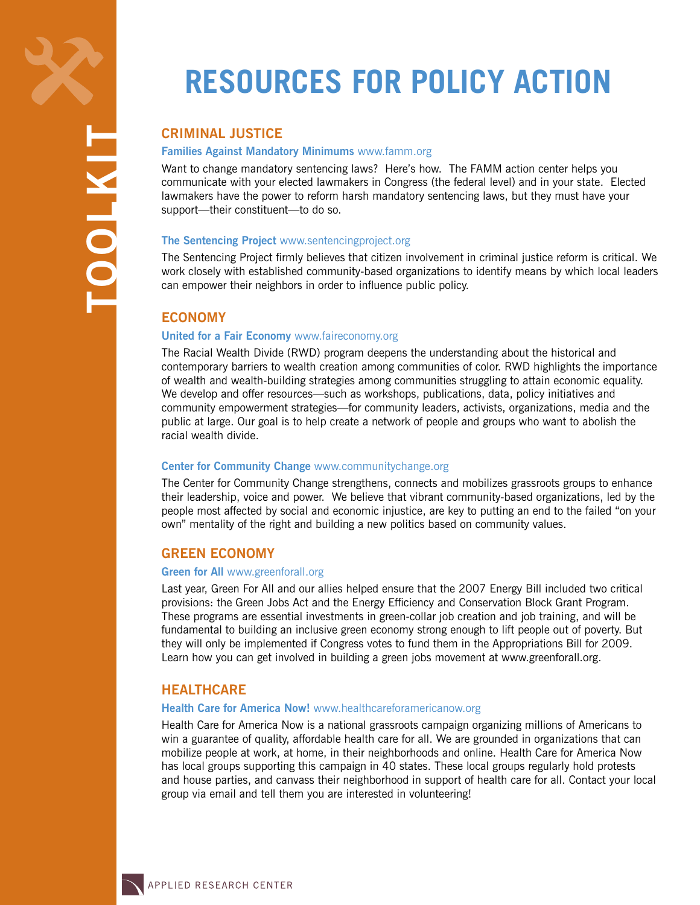# RESOURCES FOR POLICY ACTION

## CRIMINAL JUSTICE

### Families Against Mandatory Minimums www.famm.org

Want to change mandatory sentencing laws? Here's how. The FAMM action center helps you communicate with your elected lawmakers in Congress (the federal level) and in your state. Elected lawmakers have the power to reform harsh mandatory sentencing laws, but they must have your support—their constituent—to do so.

### The Sentencing Project www.sentencingproject.org

The Sentencing Project firmly believes that citizen involvement in criminal justice reform is critical. We work closely with established community-based organizations to identify means by which local leaders can empower their neighbors in order to influence public policy.

## ECONOMY

### United for a Fair Economy www.faireconomy.org

The Racial Wealth Divide (RWD) program deepens the understanding about the historical and contemporary barriers to wealth creation among communities of color. RWD highlights the importance of wealth and wealth-building strategies among communities struggling to attain economic equality. We develop and offer resources—such as workshops, publications, data, policy initiatives and community empowerment strategies—for community leaders, activists, organizations, media and the public at large. Our goal is to help create a network of people and groups who want to abolish the racial wealth divide.

### Center for Community Change www.communitychange.org

The Center for Community Change strengthens, connects and mobilizes grassroots groups to enhance their leadership, voice and power. We believe that vibrant community-based organizations, led by the people most affected by social and economic injustice, are key to putting an end to the failed "on your own" mentality of the right and building a new politics based on community values.

## GREEN ECONOMY

### Green for All www.greenforall.org

Last year, Green For All and our allies helped ensure that the 2007 Energy Bill included two critical provisions: the Green Jobs Act and the Energy Efficiency and Conservation Block Grant Program. These programs are essential investments in green-collar job creation and job training, and will be fundamental to building an inclusive green economy strong enough to lift people out of poverty. But they will only be implemented if Congress votes to fund them in the Appropriations Bill for 2009. Learn how you can get involved in building a green jobs movement at www.greenforall.org.

## HEALTHCARE

### Health Care for America Now! www.healthcareforamericanow.org

Health Care for America Now is a national grassroots campaign organizing millions of Americans to win a guarantee of quality, affordable health care for all. We are grounded in organizations that can mobilize people at work, at home, in their neighborhoods and online. Health Care for America Now has local groups supporting this campaign in 40 states. These local groups regularly hold protests and house parties, and canvass their neighborhood in support of health care for all. Contact your local group via email and tell them you are interested in volunteering!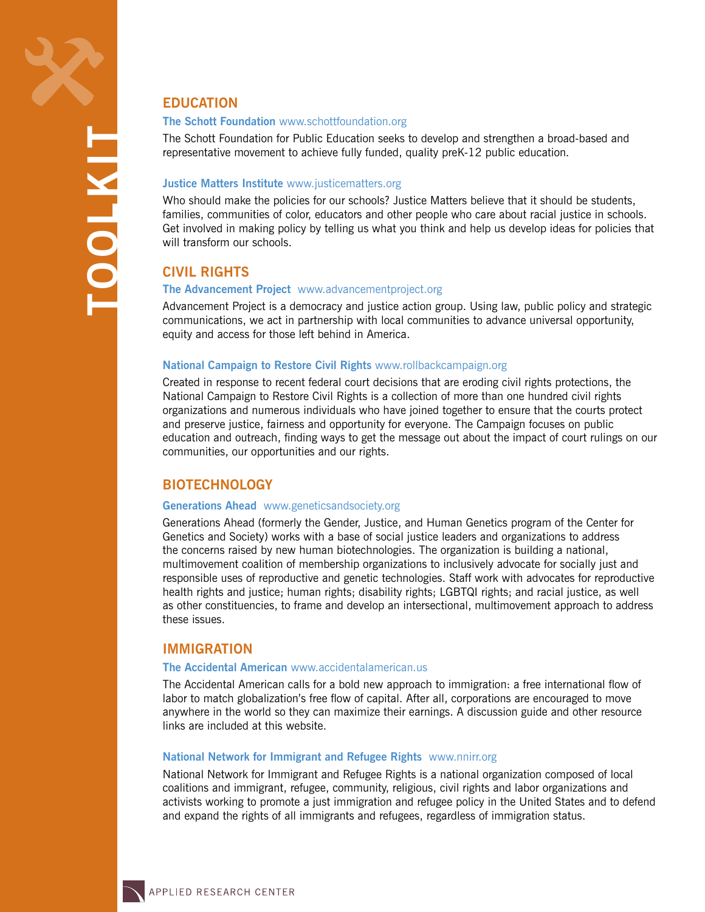## EDUCATION

**The Schott Foundation** www.schottfoundation.org

The Schott Foundation for Public Education seeks to develop and strengthen a broad-based and representative movement to achieve fully funded, quality preK-12 public education.

**Justice Matters Institute** www.justicematters.org

Who should make the policies for our schools? Justice Matters believe that it should be students, families, communities of color, educators and other people who care about racial justice in schools. Get involved in making policy by telling us what you think and help us develop ideas for policies that will transform our schools.

## CIVIL RIGHTS

**The Advancement Project** www.advancementproject.org

Advancement Project is a democracy and justice action group. Using law, public policy and strategic communications, we act in partnership with local communities to advance universal opportunity, equity and access for those left behind in America.

**National Campaign to Restore Civil Rights** www.rollbackcampaign.org

Created in response to recent federal court decisions that are eroding civil rights protections, the National Campaign to Restore Civil Rights is a collection of more than one hundred civil rights organizations and numerous individuals who have joined together to ensure that the courts protect and preserve justice, fairness and opportunity for everyone. The Campaign focuses on public education and outreach, finding ways to get the message out about the impact of court rulings on our communities, our opportunities and our rights.

## BIOTECHNOLOGY

**Generations Ahead** www.geneticsandsociety.org

Generations Ahead (formerly the Gender, Justice, and Human Genetics program of the Center for Genetics and Society) works with a base of social justice leaders and organizations to address the concerns raised by new human biotechnologies. The organization is building a national, multimovement coalition of membership organizations to inclusively advocate for socially just and responsible uses of reproductive and genetic technologies. Staff work with advocates for reproductive health rights and justice; human rights; disability rights; LGBTQI rights; and racial justice, as well as other constituencies, to frame and develop an intersectional, multimovement approach to address these issues.

## IMMIGRATION

**The Accidental American** www.accidentalamerican.us

The Accidental American calls for a bold new approach to immigration: a free international flow of labor to match globalization's free flow of capital. After all, corporations are encouraged to move anywhere in the world so they can maximize their earnings. A discussion guide and other resource links are included at this website.

**National Network for Immigrant and Refugee Rights** www.nnirr.org

National Network for Immigrant and Refugee Rights is a national organization composed of local coalitions and immigrant, refugee, community, religious, civil rights and labor organizations and activists working to promote a just immigration and refugee policy in the United States and to defend and expand the rights of all immigrants and refugees, regardless of immigration status.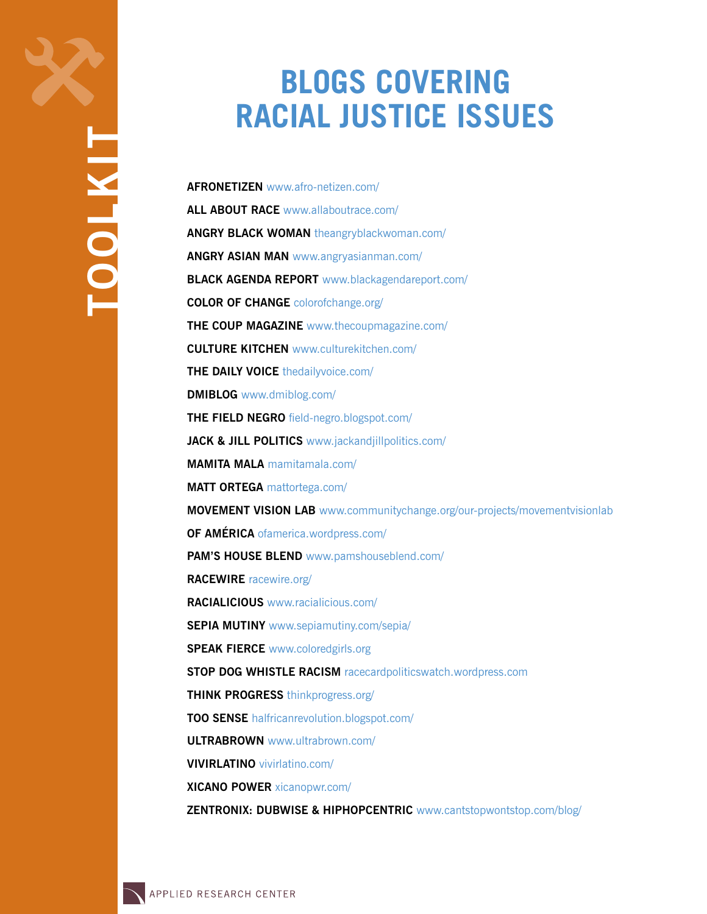# BLOGS COVERING RACIAL JUSTICE ISSUES

**AFRONETIZEN** www.afro-netizen.com/

**ALL ABOUT RACE** www.allaboutrace.com/

**ANGRY BLACK WOMAN** theangryblackwoman.com/

**ANGRY ASIAN MAN** www.angryasianman.com/

**BLACK AGENDA REPORT** www.blackagendareport.com/

**COLOR OF CHANGE** colorofchange.org/

**THE COUP MAGAZINE** www.thecoupmagazine.com/

**CULTURE KITCHEN** www.culturekitchen.com/

**THE DAILY VOICE** thedailyvoice.com/

**DMIBLOG** www.dmiblog.com/

**THE FIELD NEGRO** field-negro.blogspot.com/

**JACK & JILL POLITICS** www.jackandjillpolitics.com/

**MAMITA MALA** mamitamala.com/

**MATT ORTEGA** mattortega.com/

**MOVEMENT VISION LAB** www.communitychange.org/our-projects/movementvisionlab

**OF AMÉRICA** ofamerica.wordpress.com/

**PAM'S HOUSE BLEND** www.pamshouseblend.com/

**RACEWIRE** racewire.org/

**RACIALICIOUS** www.racialicious.com/

**SEPIA MUTINY** www.sepiamutiny.com/sepia/

**SPEAK FIERCE** www.coloredgirls.org

**STOP DOG WHISTLE RACISM** racecardpoliticswatch.wordpress.com

**THINK PROGRESS** thinkprogress.org/

**TOO SENSE** halfricanrevolution.blogspot.com/

**ULTRABROWN** www.ultrabrown.com/

**VIVIRLATINO** vivirlatino.com/

**XICANO POWER** xicanopwr.com/

**ZENTRONIX: DUBWISE & HIPHOPCENTRIC** www.cantstopwontstop.com/blog/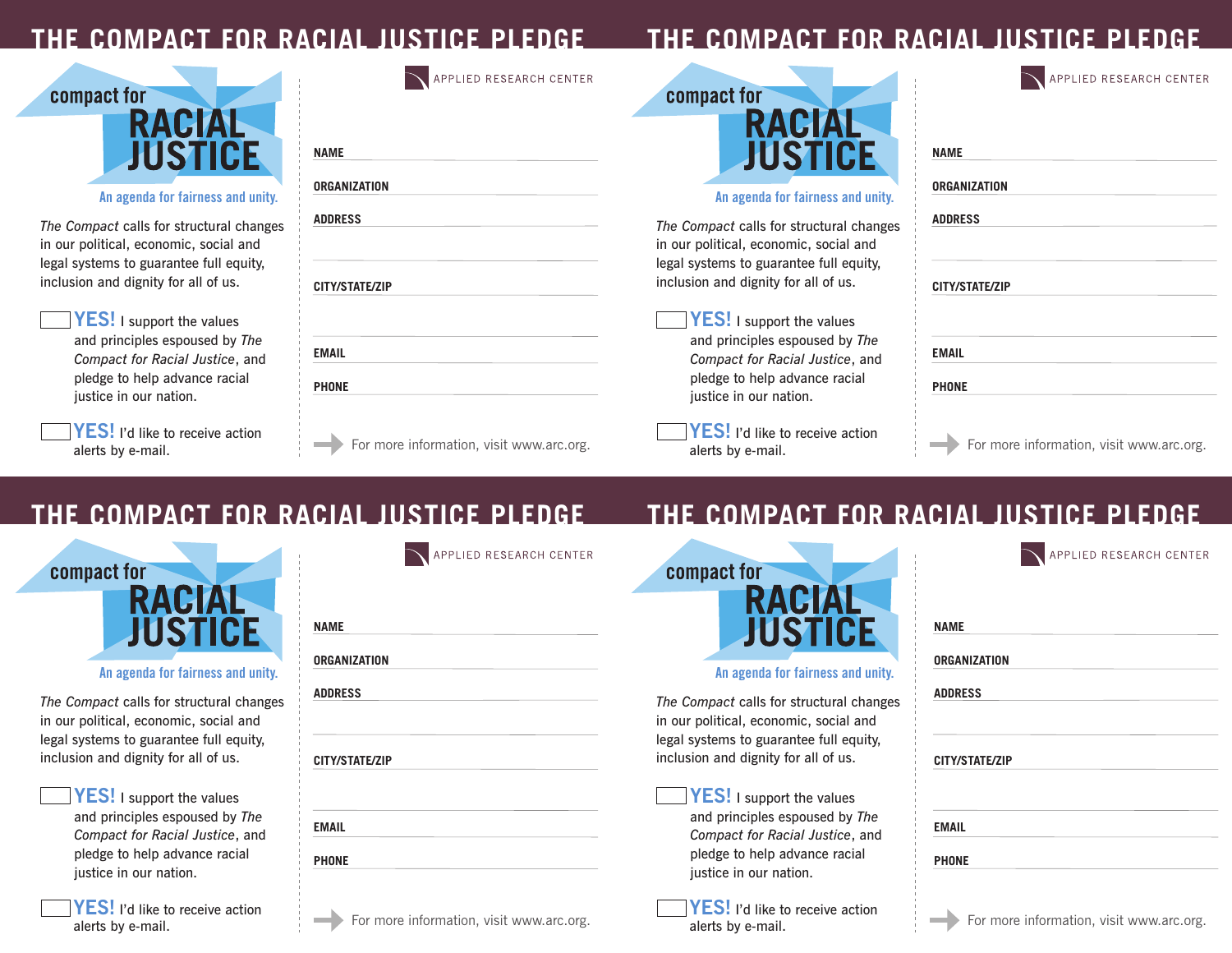# THE COMPACT FOR RACIAL JUSTICE PLEDGE

compact for **RACIAL JUSTICE**

An agenda for fairness and unity.

APPLIED RESEARCH CENTER

*The Compact* calls for structural changes in our political, economic, social and legal systems to guarantee full equity, inclusion and dignity for all of us.

☐ **YES!** I support the values and principles espoused by *The Compact for Racial Justice*, and pledge to help advance racial justice in our nation.

☐ **YES!** I'd like to receive action alerts by e-mail.

**NAME** \_\_\_\_\_\_\_\_\_\_\_\_\_\_\_\_\_\_\_\_\_\_\_\_\_\_

**ORGANIZATION** \_\_\_\_\_\_\_\_\_\_\_\_\_\_\_\_\_\_\_\_\_\_\_\_\_\_

**ADDRESS** \_\_\_\_\_\_\_\_\_\_\_\_\_\_\_\_\_\_\_\_\_\_\_\_\_\_

\_\_\_\_\_\_\_\_\_\_\_\_\_\_\_\_\_\_\_\_\_\_\_\_\_\_

**CITY/STATE/ZIP** \_\_\_\_\_\_\_\_\_\_\_\_\_\_\_\_\_\_\_\_\_\_\_\_\_\_

\_\_\_\_\_\_\_\_\_\_\_\_\_\_\_\_\_\_\_\_\_\_\_\_\_\_

**EMAIL** \_\_\_\_\_\_\_\_\_\_\_\_\_\_\_\_\_\_\_\_\_\_\_\_\_\_

**PHONE** \_\_\_\_\_\_\_\_\_\_\_\_\_\_\_\_\_\_\_\_\_\_\_\_\_\_

For more information, visit www.arc.org.

---

# THE COMPACT FOR RACIAL JUSTICE PLEDGE

compact for **RACIAL JUSTICE**

An agenda for fairness and unity.

APPLIED RESEARCH CENTER

*The Compact* calls for structural changes in our political, economic, social and legal systems to guarantee full equity, inclusion and dignity for all of us.

☐ **YES!** I support the values and principles espoused by *The Compact for Racial Justice*, and pledge to help advance racial justice in our nation.

☐ **YES!** I'd like to receive action alerts by e-mail.

**NAME** \_\_\_\_\_\_\_\_\_\_\_\_\_\_\_\_\_\_\_\_\_\_\_\_\_\_

**ORGANIZATION** \_\_\_\_\_\_\_\_\_\_\_\_\_\_\_\_\_\_\_\_\_\_\_\_\_\_

**ADDRESS** \_\_\_\_\_\_\_\_\_\_\_\_\_\_\_\_\_\_\_\_\_\_\_\_\_\_

\_\_\_\_\_\_\_\_\_\_\_\_\_\_\_\_\_\_\_\_\_\_\_\_\_\_

**CITY/STATE/ZIP** \_\_\_\_\_\_\_\_\_\_\_\_\_\_\_\_\_\_\_\_\_\_\_\_\_\_

\_\_\_\_\_\_\_\_\_\_\_\_\_\_\_\_\_\_\_\_\_\_\_\_\_\_

**EMAIL** \_\_\_\_\_\_\_\_\_\_\_\_\_\_\_\_\_\_\_\_\_\_\_\_\_\_

**PHONE** \_\_\_\_\_\_\_\_\_\_\_\_\_\_\_\_\_\_\_\_\_\_\_\_\_\_

For more information, visit www.arc.org.

---

# THE COMPACT FOR RACIAL JUSTICE PLEDGE

compact for **RACIAL JUSTICE**

An agenda for fairness and unity.

APPLIED RESEARCH CENTER

*The Compact* calls for structural changes in our political, economic, social and legal systems to guarantee full equity, inclusion and dignity for all of us.

☐ **YES!** I support the values and principles espoused by *The Compact for Racial Justice*, and pledge to help advance racial justice in our nation.

☐ **YES!** I'd like to receive action alerts by e-mail.

**NAME** \_\_\_\_\_\_\_\_\_\_\_\_\_\_\_\_\_\_\_\_\_\_\_\_\_\_

**ORGANIZATION** \_\_\_\_\_\_\_\_\_\_\_\_\_\_\_\_\_\_\_\_\_\_\_\_\_\_

**ADDRESS** \_\_\_\_\_\_\_\_\_\_\_\_\_\_\_\_\_\_\_\_\_\_\_\_\_\_

\_\_\_\_\_\_\_\_\_\_\_\_\_\_\_\_\_\_\_\_\_\_\_\_\_\_

**CITY/STATE/ZIP** \_\_\_\_\_\_\_\_\_\_\_\_\_\_\_\_\_\_\_\_\_\_\_\_\_\_

\_\_\_\_\_\_\_\_\_\_\_\_\_\_\_\_\_\_\_\_\_\_\_\_\_\_

**EMAIL** \_\_\_\_\_\_\_\_\_\_\_\_\_\_\_\_\_\_\_\_\_\_\_\_\_\_

**PHONE** \_\_\_\_\_\_\_\_\_\_\_\_\_\_\_\_\_\_\_\_\_\_\_\_\_\_

For more information, visit www.arc.org.

---

# THE COMPACT FOR RACIAL JUSTICE PLEDGE

compact for **RACIAL JUSTICE**

An agenda for fairness and unity.

APPLIED RESEARCH CENTER

*The Compact* calls for structural changes in our political, economic, social and legal systems to guarantee full equity, inclusion and dignity for all of us.

☐ **YES!** I support the values and principles espoused by *The Compact for Racial Justice*, and pledge to help advance racial justice in our nation.

☐ **YES!** I'd like to receive action alerts by e-mail.

**NAME** \_\_\_\_\_\_\_\_\_\_\_\_\_\_\_\_\_\_\_\_\_\_\_\_\_\_

**ORGANIZATION** \_\_\_\_\_\_\_\_\_\_\_\_\_\_\_\_\_\_\_\_\_\_\_\_\_\_

**ADDRESS** \_\_\_\_\_\_\_\_\_\_\_\_\_\_\_\_\_\_\_\_\_\_\_\_\_\_

\_\_\_\_\_\_\_\_\_\_\_\_\_\_\_\_\_\_\_\_\_\_\_\_\_\_

**CITY/STATE/ZIP** \_\_\_\_\_\_\_\_\_\_\_\_\_\_\_\_\_\_\_\_\_\_\_\_\_\_

\_\_\_\_\_\_\_\_\_\_\_\_\_\_\_\_\_\_\_\_\_\_\_\_\_\_

**EMAIL** \_\_\_\_\_\_\_\_\_\_\_\_\_\_\_\_\_\_\_\_\_\_\_\_\_\_

**PHONE** \_\_\_\_\_\_\_\_\_\_\_\_\_\_\_\_\_\_\_\_\_\_\_\_\_\_

For more information, visit www.arc.org.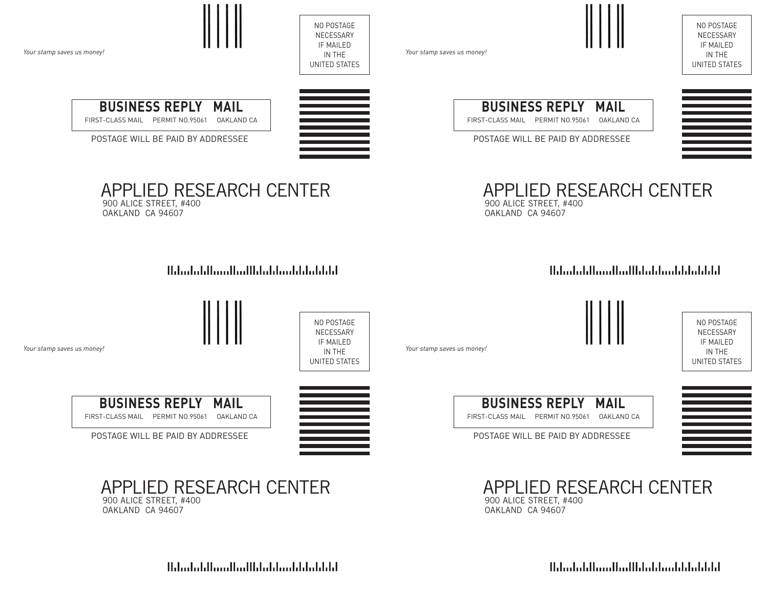*Your stamp saves us money!*

NO POSTAGE
NECESSARY
IF MAILED
IN THE
UNITED STATES

**BUSINESS REPLY MAIL**

FIRST-CLASS MAIL PERMIT NO.95061 OAKLAND CA

POSTAGE WILL BE PAID BY ADDRESSEE

APPLIED RESEARCH CENTER
900 ALICE STREET, #400
OAKLAND CA 94607

*Your stamp saves us money!*

NO POSTAGE
NECESSARY
IF MAILED
IN THE
UNITED STATES

**BUSINESS REPLY MAIL**

FIRST-CLASS MAIL PERMIT NO.95061 OAKLAND CA

POSTAGE WILL BE PAID BY ADDRESSEE

APPLIED RESEARCH CENTER
900 ALICE STREET, #400
OAKLAND CA 94607

*Your stamp saves us money!*

NO POSTAGE
NECESSARY
IF MAILED
IN THE
UNITED STATES

**BUSINESS REPLY MAIL**

FIRST-CLASS MAIL PERMIT NO.95061 OAKLAND CA

POSTAGE WILL BE PAID BY ADDRESSEE

APPLIED RESEARCH CENTER
900 ALICE STREET, #400
OAKLAND CA 94607

*Your stamp saves us money!*

NO POSTAGE
NECESSARY
IF MAILED
IN THE
UNITED STATES

**BUSINESS REPLY MAIL**

FIRST-CLASS MAIL PERMIT NO.95061 OAKLAND CA

POSTAGE WILL BE PAID BY ADDRESSEE

APPLIED RESEARCH CENTER
900 ALICE STREET, #400
OAKLAND CA 94607